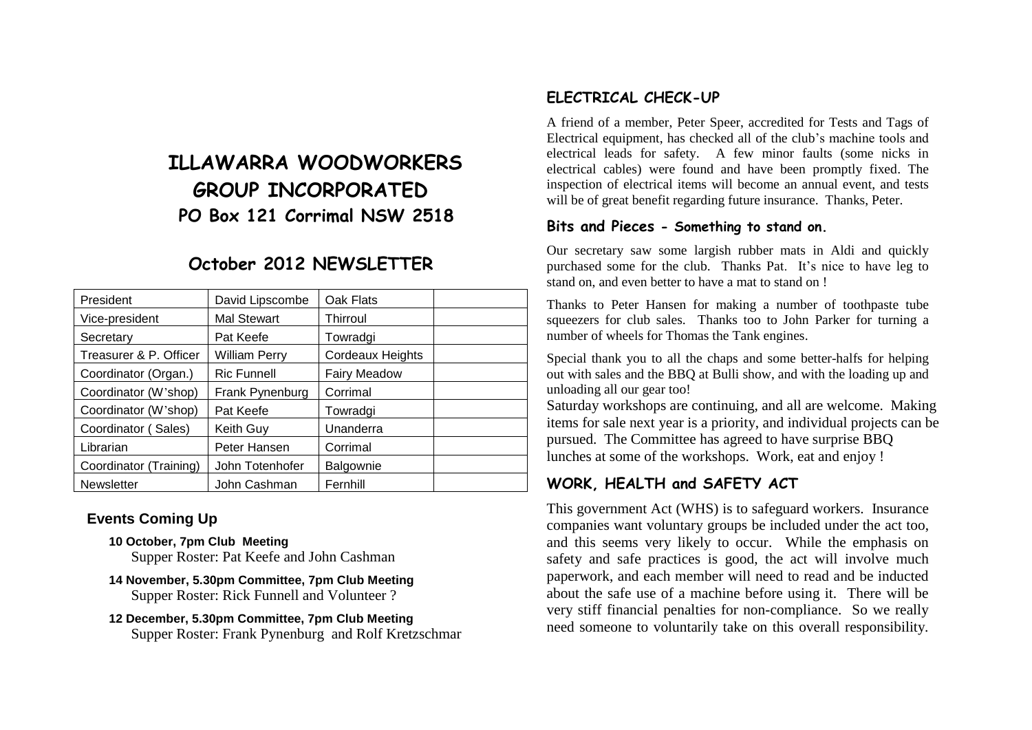# ILLAWARRA WOODWORKERS GROUP INCORPORATED

## PO Box 121 Corrimal NSW 2518

## October 2012 NEWSLETTER

| President | David Lipscombe | Oak Flats | |
|---|---|---|---|
| Vice-president | Mal Stewart | Thirroul | |
| Secretary | Pat Keefe | Towradgi | |
| Treasurer & P. Officer | William Perry | Cordeaux Heights | |
| Coordinator (Organ.) | Ric Funnell | Fairy Meadow | |
| Coordinator (W'shop) | Frank Pynenburg | Corrimal | |
| Coordinator (W'shop) | Pat Keefe | Towradgi | |
| Coordinator ( Sales) | Keith Guy | Unanderra | |
| Librarian | Peter Hansen | Corrimal | |
| Coordinator (Training) | John Totenhofer | Balgownie | |
| Newsletter | John Cashman | Fernhill | |

### Events Coming Up

**10 October, 7pm Club Meeting**
Supper Roster: Pat Keefe and John Cashman

**14 November, 5.30pm Committee, 7pm Club Meeting**
Supper Roster: Rick Funnell and Volunteer ?

**12 December, 5.30pm Committee, 7pm Club Meeting**
Supper Roster: Frank Pynenburg and Rolf Kretzschmar

### ELECTRICAL CHECK-UP

A friend of a member, Peter Speer, accredited for Tests and Tags of Electrical equipment, has checked all of the club's machine tools and electrical leads for safety. A few minor faults (some nicks in electrical cables) were found and have been promptly fixed. The inspection of electrical items will become an annual event, and tests will be of great benefit regarding future insurance. Thanks, Peter.

### Bits and Pieces - Something to stand on.

Our secretary saw some largish rubber mats in Aldi and quickly purchased some for the club. Thanks Pat. It's nice to have leg to stand on, and even better to have a mat to stand on !

Thanks to Peter Hansen for making a number of toothpaste tube squeezers for club sales. Thanks too to John Parker for turning a number of wheels for Thomas the Tank engines.

Special thank you to all the chaps and some better-halfs for helping out with sales and the BBQ at Bulli show, and with the loading up and unloading all our gear too!

Saturday workshops are continuing, and all are welcome. Making items for sale next year is a priority, and individual projects can be pursued. The Committee has agreed to have surprise BBQ lunches at some of the workshops. Work, eat and enjoy !

### WORK, HEALTH and SAFETY ACT

This government Act (WHS) is to safeguard workers. Insurance companies want voluntary groups be included under the act too, and this seems very likely to occur. While the emphasis on safety and safe practices is good, the act will involve much paperwork, and each member will need to read and be inducted about the safe use of a machine before using it. There will be very stiff financial penalties for non-compliance. So we really need someone to voluntarily take on this overall responsibility.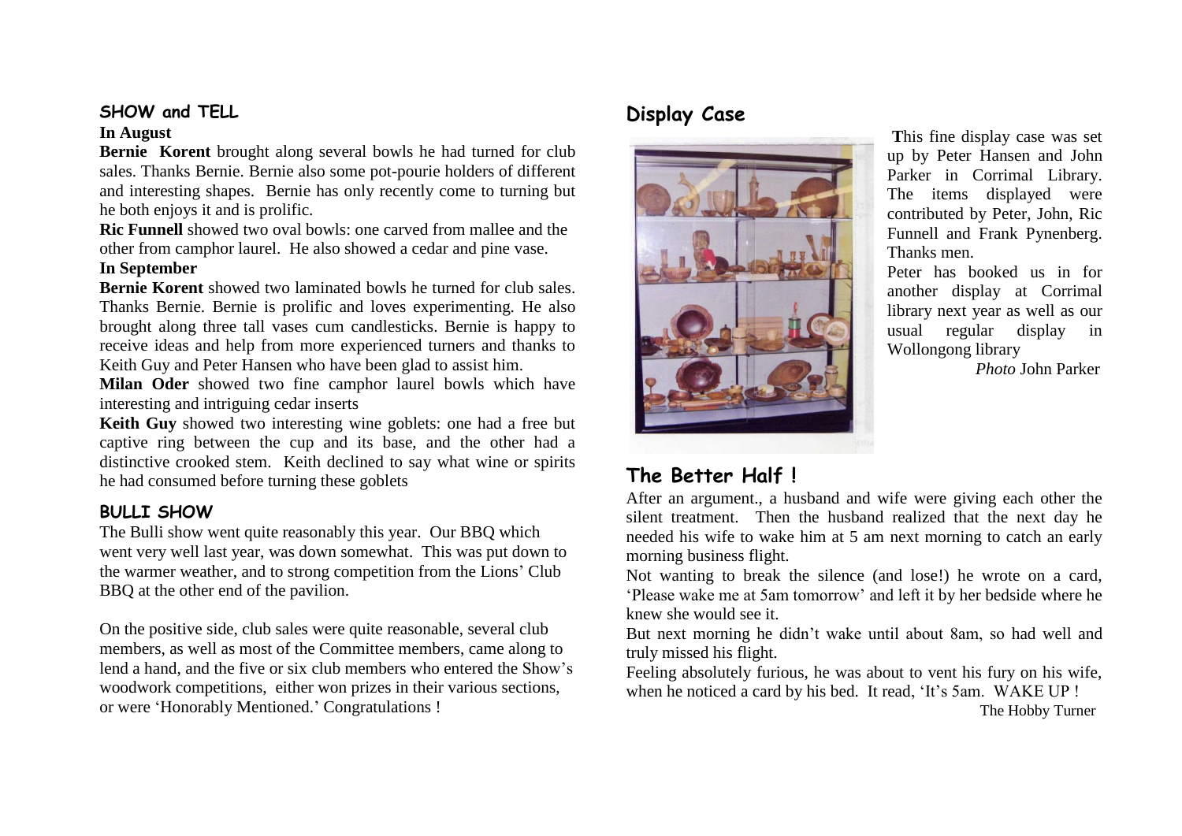## SHOW and TELL

**In August**

**Bernie Korent** brought along several bowls he had turned for club sales. Thanks Bernie. Bernie also some pot-pourie holders of different and interesting shapes. Bernie has only recently come to turning but he both enjoys it and is prolific.

**Ric Funnell** showed two oval bowls: one carved from mallee and the other from camphor laurel. He also showed a cedar and pine vase.

**In September**

**Bernie Korent** showed two laminated bowls he turned for club sales. Thanks Bernie. Bernie is prolific and loves experimenting. He also brought along three tall vases cum candlesticks. Bernie is happy to receive ideas and help from more experienced turners and thanks to Keith Guy and Peter Hansen who have been glad to assist him.

**Milan Oder** showed two fine camphor laurel bowls which have interesting and intriguing cedar inserts

**Keith Guy** showed two interesting wine goblets: one had a free but captive ring between the cup and its base, and the other had a distinctive crooked stem. Keith declined to say what wine or spirits he had consumed before turning these goblets

## BULLI SHOW

The Bulli show went quite reasonably this year. Our BBQ which went very well last year, was down somewhat. This was put down to the warmer weather, and to strong competition from the Lions' Club BBQ at the other end of the pavilion.

On the positive side, club sales were quite reasonable, several club members, as well as most of the Committee members, came along to lend a hand, and the five or six club members who entered the Show's woodwork competitions, either won prizes in their various sections, or were 'Honorably Mentioned.' Congratulations !

## Display Case

**T**his fine display case was set up by Peter Hansen and John Parker in Corrimal Library. The items displayed were contributed by Peter, John, Ric Funnell and Frank Pynenberg. Thanks men.

Peter has booked us in for another display at Corrimal library next year as well as our usual regular display in Wollongong library

*Photo* John Parker

## The Better Half !

After an argument., a husband and wife were giving each other the silent treatment. Then the husband realized that the next day he needed his wife to wake him at 5 am next morning to catch an early morning business flight.

Not wanting to break the silence (and lose!) he wrote on a card, 'Please wake me at 5am tomorrow' and left it by her bedside where he knew she would see it.

But next morning he didn't wake until about 8am, so had well and truly missed his flight.

Feeling absolutely furious, he was about to vent his fury on his wife, when he noticed a card by his bed. It read, 'It's 5am. WAKE UP !

The Hobby Turner